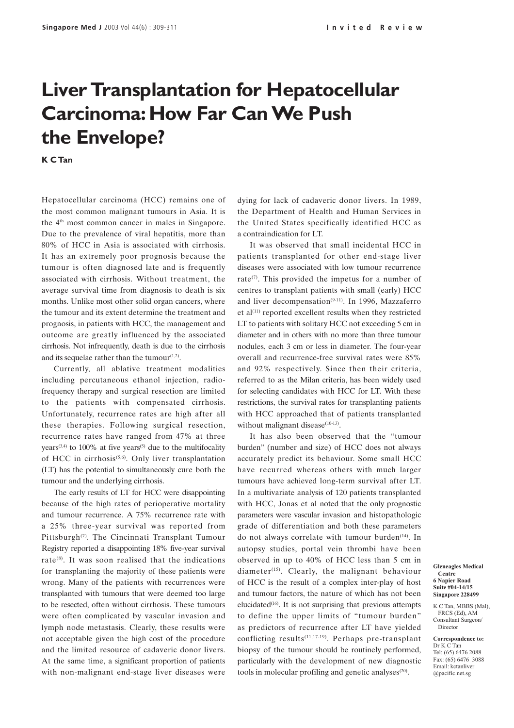# Liver Transplantation for Hepatocellular Carcinoma: How Far Can We Push the Envelope?

**K C Tan**

Hepatocellular carcinoma (HCC) remains one of the most common malignant tumours in Asia. It is the 4th most common cancer in males in Singapore. Due to the prevalence of viral hepatitis, more than 80% of HCC in Asia is associated with cirrhosis. It has an extremely poor prognosis because the tumour is often diagnosed late and is frequently associated with cirrhosis. Without treatment, the average survival time from diagnosis to death is six months. Unlike most other solid organ cancers, where the tumour and its extent determine the treatment and prognosis, in patients with HCC, the management and outcome are greatly influenced by the associated cirrhosis. Not infrequently, death is due to the cirrhosis and its sequelae rather than the tumour[1,2].

Currently, all ablative treatment modalities including percutaneous ethanol injection, radio-frequency therapy and surgical resection are limited to the patients with compensated cirrhosis. Unfortunately, recurrence rates are high after all these therapies. Following surgical resection, recurrence rates have ranged from 47% at three years[3,4] to 100% at five years[5] due to the multifocality of HCC in cirrhosis[5,6]. Only liver transplantation (LT) has the potential to simultaneously cure both the tumour and the underlying cirrhosis.

The early results of LT for HCC were disappointing because of the high rates of perioperative mortality and tumour recurrence. A 75% recurrence rate with a 25% three-year survival was reported from Pittsburgh[7]. The Cincinnati Transplant Tumour Registry reported a disappointing 18% five-year survival rate[8]. It was soon realised that the indications for transplanting the majority of these patients were wrong. Many of the patients with recurrences were transplanted with tumours that were deemed too large to be resected, often without cirrhosis. These tumours were often complicated by vascular invasion and lymph node metastasis. Clearly, these results were not acceptable given the high cost of the procedure and the limited resource of cadaveric donor livers. At the same time, a significant proportion of patients with non-malignant end-stage liver diseases were dying for lack of cadaveric donor livers. In 1989, the Department of Health and Human Services in the United States specifically identified HCC as a contraindication for LT.

It was observed that small incidental HCC in patients transplanted for other end-stage liver diseases were associated with low tumour recurrence rate[7]. This provided the impetus for a number of centres to transplant patients with small (early) HCC and liver decompensation[9-11]. In 1996, Mazzaferro et al[11] reported excellent results when they restricted LT to patients with solitary HCC not exceeding 5 cm in diameter and in others with no more than three tumour nodules, each 3 cm or less in diameter. The four-year overall and recurrence-free survival rates were 85% and 92% respectively. Since then their criteria, referred to as the Milan criteria, has been widely used for selecting candidates with HCC for LT. With these restrictions, the survival rates for transplanting patients with HCC approached that of patients transplanted without malignant disease[10-13].

It has also been observed that the "tumour burden" (number and size) of HCC does not always accurately predict its behaviour. Some small HCC have recurred whereas others with much larger tumours have achieved long-term survival after LT. In a multivariate analysis of 120 patients transplanted with HCC, Jonas et al noted that the only prognostic parameters were vascular invasion and histopathologic grade of differentiation and both these parameters do not always correlate with tumour burden[14]. In autopsy studies, portal vein thrombi have been observed in up to 40% of HCC less than 5 cm in diameter[15]. Clearly, the malignant behaviour of HCC is the result of a complex inter-play of host and tumour factors, the nature of which has not been elucidated[16]. It is not surprising that previous attempts to define the upper limits of "tumour burden" as predictors of recurrence after LT have yielded conflicting results[11,17-19]. Perhaps pre-transplant biopsy of the tumour should be routinely performed, particularly with the development of new diagnostic tools in molecular profiling and genetic analyses[20].

**Gleneagles Medical Centre**
**6 Napier Road**
**Suite #04-14/15**
**Singapore 228499**

K C Tan, MBBS (Mal), FRCS (Ed), AM
Consultant Surgeon/ Director

**Correspondence to:**
Dr K C Tan
Tel: (65) 6476 2088
Fax: (65) 6476 3088
Email: kctanliver@pacific.net.sg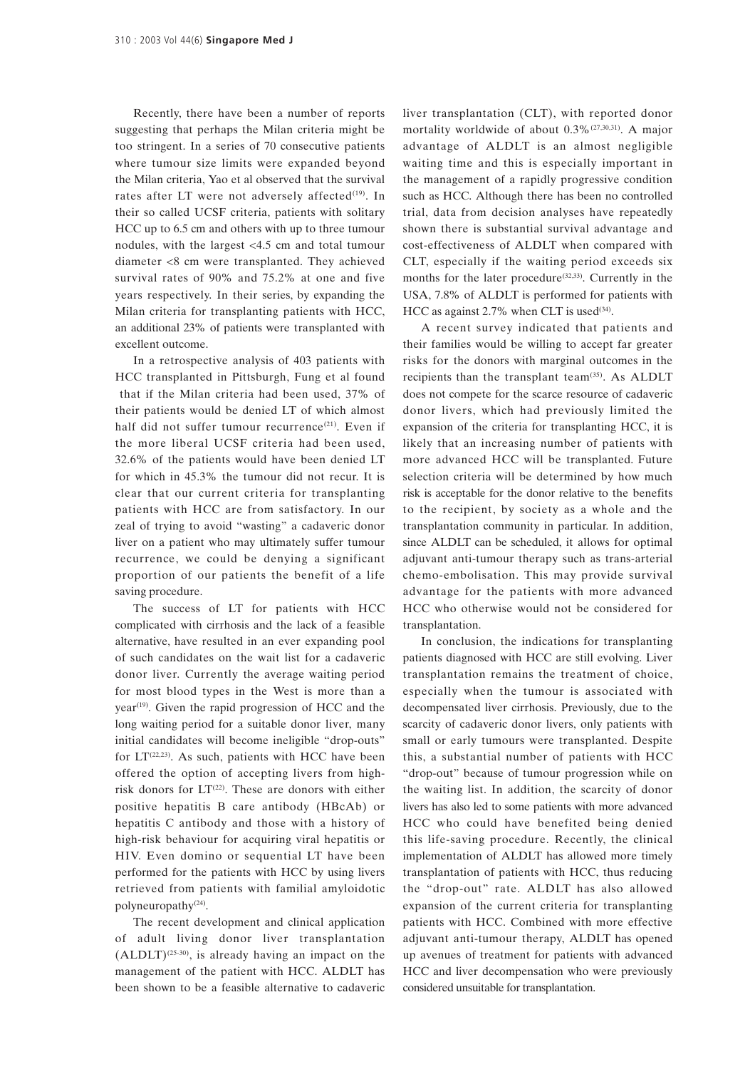Recently, there have been a number of reports suggesting that perhaps the Milan criteria might be too stringent. In a series of 70 consecutive patients where tumour size limits were expanded beyond the Milan criteria, Yao et al observed that the survival rates after LT were not adversely affected[19]. In their so called UCSF criteria, patients with solitary HCC up to 6.5 cm and others with up to three tumour nodules, with the largest <4.5 cm and total tumour diameter <8 cm were transplanted. They achieved survival rates of 90% and 75.2% at one and five years respectively. In their series, by expanding the Milan criteria for transplanting patients with HCC, an additional 23% of patients were transplanted with excellent outcome.

In a retrospective analysis of 403 patients with HCC transplanted in Pittsburgh, Fung et al found that if the Milan criteria had been used, 37% of their patients would be denied LT of which almost half did not suffer tumour recurrence[21]. Even if the more liberal UCSF criteria had been used, 32.6% of the patients would have been denied LT for which in 45.3% the tumour did not recur. It is clear that our current criteria for transplanting patients with HCC are from satisfactory. In our zeal of trying to avoid "wasting" a cadaveric donor liver on a patient who may ultimately suffer tumour recurrence, we could be denying a significant proportion of our patients the benefit of a life saving procedure.

The success of LT for patients with HCC complicated with cirrhosis and the lack of a feasible alternative, have resulted in an ever expanding pool of such candidates on the wait list for a cadaveric donor liver. Currently the average waiting period for most blood types in the West is more than a year[19]. Given the rapid progression of HCC and the long waiting period for a suitable donor liver, many initial candidates will become ineligible "drop-outs" for LT[22,23]. As such, patients with HCC have been offered the option of accepting livers from high-risk donors for LT[22]. These are donors with either positive hepatitis B care antibody (HBcAb) or hepatitis C antibody and those with a history of high-risk behaviour for acquiring viral hepatitis or HIV. Even domino or sequential LT have been performed for the patients with HCC by using livers retrieved from patients with familial amyloidotic polyneuropathy[24].

The recent development and clinical application of adult living donor liver transplantation (ALDLT)[25-30], is already having an impact on the management of the patient with HCC. ALDLT has been shown to be a feasible alternative to cadaveric liver transplantation (CLT), with reported donor mortality worldwide of about 0.3%[27,30,31]. A major advantage of ALDLT is an almost negligible waiting time and this is especially important in the management of a rapidly progressive condition such as HCC. Although there has been no controlled trial, data from decision analyses have repeatedly shown there is substantial survival advantage and cost-effectiveness of ALDLT when compared with CLT, especially if the waiting period exceeds six months for the later procedure[32,33]. Currently in the USA, 7.8% of ALDLT is performed for patients with HCC as against 2.7% when CLT is used[34].

A recent survey indicated that patients and their families would be willing to accept far greater risks for the donors with marginal outcomes in the recipients than the transplant team[35]. As ALDLT does not compete for the scarce resource of cadaveric donor livers, which had previously limited the expansion of the criteria for transplanting HCC, it is likely that an increasing number of patients with more advanced HCC will be transplanted. Future selection criteria will be determined by how much risk is acceptable for the donor relative to the benefits to the recipient, by society as a whole and the transplantation community in particular. In addition, since ALDLT can be scheduled, it allows for optimal adjuvant anti-tumour therapy such as trans-arterial chemo-embolisation. This may provide survival advantage for the patients with more advanced HCC who otherwise would not be considered for transplantation.

In conclusion, the indications for transplanting patients diagnosed with HCC are still evolving. Liver transplantation remains the treatment of choice, especially when the tumour is associated with decompensated liver cirrhosis. Previously, due to the scarcity of cadaveric donor livers, only patients with small or early tumours were transplanted. Despite this, a substantial number of patients with HCC "drop-out" because of tumour progression while on the waiting list. In addition, the scarcity of donor livers has also led to some patients with more advanced HCC who could have benefited being denied this life-saving procedure. Recently, the clinical implementation of ALDLT has allowed more timely transplantation of patients with HCC, thus reducing the "drop-out" rate. ALDLT has also allowed expansion of the current criteria for transplanting patients with HCC. Combined with more effective adjuvant anti-tumour therapy, ALDLT has opened up avenues of treatment for patients with advanced HCC and liver decompensation who were previously considered unsuitable for transplantation.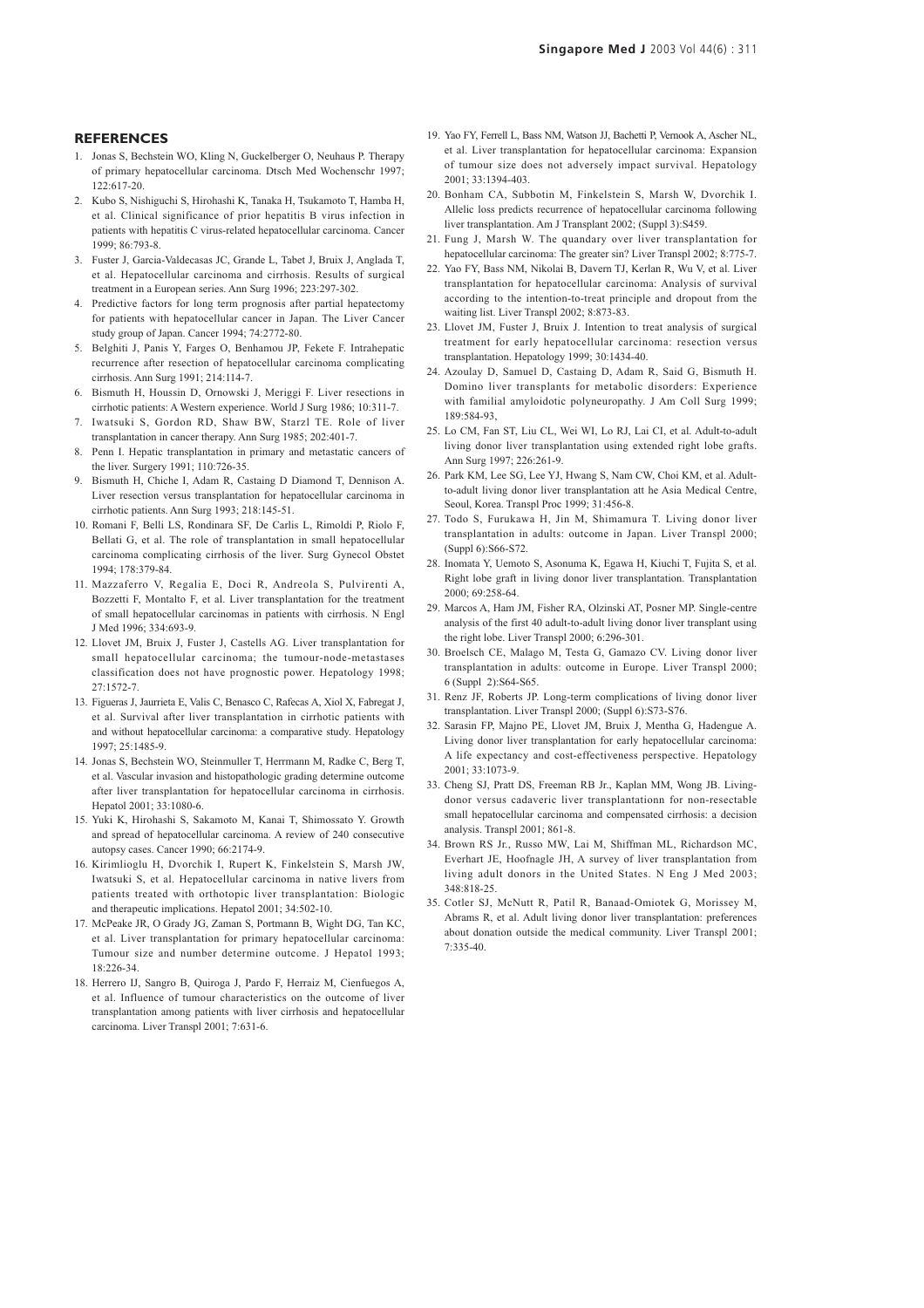## REFERENCES

1. Jonas S, Bechstein WO, Kling N, Guckelberger O, Neuhaus P. Therapy of primary hepatocellular carcinoma. Dtsch Med Wochenschr 1997; 122:617-20.
2. Kubo S, Nishiguchi S, Hirohashi K, Tanaka H, Tsukamoto T, Hamba H, et al. Clinical significance of prior hepatitis B virus infection in patients with hepatitis C virus-related hepatocellular carcinoma. Cancer 1999; 86:793-8.
3. Fuster J, Garcia-Valdecasas JC, Grande L, Tabet J, Bruix J, Anglada T, et al. Hepatocellular carcinoma and cirrhosis. Results of surgical treatment in a European series. Ann Surg 1996; 223:297-302.
4. Predictive factors for long term prognosis after partial hepatectomy for patients with hepatocellular cancer in Japan. The Liver Cancer study group of Japan. Cancer 1994; 74:2772-80.
5. Belghiti J, Panis Y, Farges O, Benhamou JP, Fekete F. Intrahepatic recurrence after resection of hepatocellular carcinoma complicating cirrhosis. Ann Surg 1991; 214:114-7.
6. Bismuth H, Houssin D, Ornowski J, Meriggi F. Liver resections in cirrhotic patients: A Western experience. World J Surg 1986; 10:311-7.
7. Iwatsuki S, Gordon RD, Shaw BW, Starzl TE. Role of liver transplantation in cancer therapy. Ann Surg 1985; 202:401-7.
8. Penn I. Hepatic transplantation in primary and metastatic cancers of the liver. Surgery 1991; 110:726-35.
9. Bismuth H, Chiche I, Adam R, Castaing D Diamond T, Dennison A. Liver resection versus transplantation for hepatocellular carcinoma in cirrhotic patients. Ann Surg 1993; 218:145-51.
10. Romani F, Belli LS, Rondinara SF, De Carlis L, Rimoldi P, Riolo F, Bellati G, et al. The role of transplantation in small hepatocellular carcinoma complicating cirrhosis of the liver. Surg Gynecol Obstet 1994; 178:379-84.
11. Mazzaferro V, Regalia E, Doci R, Andreola S, Pulvirenti A, Bozzetti F, Montalto F, et al. Liver transplantation for the treatment of small hepatocellular carcinomas in patients with cirrhosis. N Engl J Med 1996; 334:693-9.
12. Llovet JM, Bruix J, Fuster J, Castells AG. Liver transplantation for small hepatocellular carcinoma; the tumour-node-metastases classification does not have prognostic power. Hepatology 1998; 27:1572-7.
13. Figueras J, Jaurrieta E, Valis C, Benasco C, Rafecas A, Xiol X, Fabregat J, et al. Survival after liver transplantation in cirrhotic patients with and without hepatocellular carcinoma: a comparative study. Hepatology 1997; 25:1485-9.
14. Jonas S, Bechstein WO, Steinmuller T, Herrmann M, Radke C, Berg T, et al. Vascular invasion and histopathologic grading determine outcome after liver transplantation for hepatocellular carcinoma in cirrhosis. Hepatol 2001; 33:1080-6.
15. Yuki K, Hirohashi S, Sakamoto M, Kanai T, Shimossato Y. Growth and spread of hepatocellular carcinoma. A review of 240 consecutive autopsy cases. Cancer 1990; 66:2174-9.
16. Kirimlioglu H, Dvorchik I, Rupert K, Finkelstein S, Marsh JW, Iwatsuki S, et al. Hepatocellular carcinoma in native livers from patients treated with orthotopic liver transplantation: Biologic and therapeutic implications. Hepatol 2001; 34:502-10.
17. McPeake JR, O Grady JG, Zaman S, Portmann B, Wight DG, Tan KC, et al. Liver transplantation for primary hepatocellular carcinoma: Tumour size and number determine outcome. J Hepatol 1993; 18:226-34.
18. Herrero IJ, Sangro B, Quiroga J, Pardo F, Herraiz M, Cienfuegos A, et al. Influence of tumour characteristics on the outcome of liver transplantation among patients with liver cirrhosis and hepatocellular carcinoma. Liver Transpl 2001; 7:631-6.
19. Yao FY, Ferrell L, Bass NM, Watson JJ, Bachetti P, Vernook A, Ascher NL, et al. Liver transplantation for hepatocellular carcinoma: Expansion of tumour size does not adversely impact survival. Hepatology 2001; 33:1394-403.
20. Bonham CA, Subbotin M, Finkelstein S, Marsh W, Dvorchik I. Allelic loss predicts recurrence of hepatocellular carcinoma following liver transplantation. Am J Transplant 2002; (Suppl 3):S459.
21. Fung J, Marsh W. The quandary over liver transplantation for hepatocellular carcinoma: The greater sin? Liver Transpl 2002; 8:775-7.
22. Yao FY, Bass NM, Nikolai B, Davern TJ, Kerlan R, Wu V, et al. Liver transplantation for hepatocellular carcinoma: Analysis of survival according to the intention-to-treat principle and dropout from the waiting list. Liver Transpl 2002; 8:873-83.
23. Llovet JM, Fuster J, Bruix J. Intention to treat analysis of surgical treatment for early hepatocellular carcinoma: resection versus transplantation. Hepatology 1999; 30:1434-40.
24. Azoulay D, Samuel D, Castaing D, Adam R, Said G, Bismuth H. Domino liver transplants for metabolic disorders: Experience with familial amyloidotic polyneuropathy. J Am Coll Surg 1999; 189:584-93,
25. Lo CM, Fan ST, Liu CL, Wei WI, Lo RJ, Lai CI, et al. Adult-to-adult living donor liver transplantation using extended right lobe grafts. Ann Surg 1997; 226:261-9.
26. Park KM, Lee SG, Lee YJ, Hwang S, Nam CW, Choi KM, et al. Adult-to-adult living donor liver transplantation att he Asia Medical Centre, Seoul, Korea. Transpl Proc 1999; 31:456-8.
27. Todo S, Furukawa H, Jin M, Shimamura T. Living donor liver transplantation in adults: outcome in Japan. Liver Transpl 2000; (Suppl 6):S66-S72.
28. Inomata Y, Uemoto S, Asonuma K, Egawa H, Kiuchi T, Fujita S, et al. Right lobe graft in living donor liver transplantation. Transplantation 2000; 69:258-64.
29. Marcos A, Ham JM, Fisher RA, Olzinski AT, Posner MP. Single-centre analysis of the first 40 adult-to-adult living donor liver transplant using the right lobe. Liver Transpl 2000; 6:296-301.
30. Broelsch CE, Malago M, Testa G, Gamazo CV. Living donor liver transplantation in adults: outcome in Europe. Liver Transpl 2000; 6 (Suppl 2):S64-S65.
31. Renz JF, Roberts JP. Long-term complications of living donor liver transplantation. Liver Transpl 2000; (Suppl 6):S73-S76.
32. Sarasin FP, Majno PE, Llovet JM, Bruix J, Mentha G, Hadengue A. Living donor liver transplantation for early hepatocellular carcinoma: A life expectancy and cost-effectiveness perspective. Hepatology 2001; 33:1073-9.
33. Cheng SJ, Pratt DS, Freeman RB Jr., Kaplan MM, Wong JB. Living-donor versus cadaveric liver transplantationn for non-resectable small hepatocellular carcinoma and compensated cirrhosis: a decision analysis. Transpl 2001; 861-8.
34. Brown RS Jr., Russo MW, Lai M, Shiffman ML, Richardson MC, Everhart JE, Hoofnagle JH, A survey of liver transplantation from living adult donors in the United States. N Eng J Med 2003; 348:818-25.
35. Cotler SJ, McNutt R, Patil R, Banaad-Omiotek G, Morissey M, Abrams R, et al. Adult living donor liver transplantation: preferences about donation outside the medical community. Liver Transpl 2001; 7:335-40.